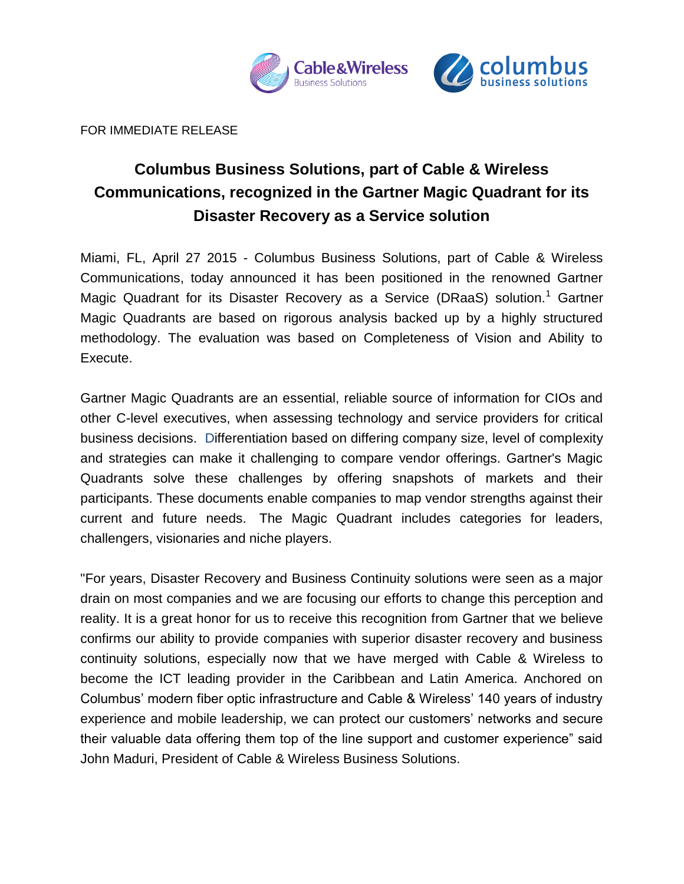FOR IMMEDIATE RELEASE

# Columbus Business Solutions, part of Cable & Wireless Communications, recognized in the Gartner Magic Quadrant for its Disaster Recovery as a Service solution

Miami, FL, April 27 2015 - Columbus Business Solutions, part of Cable & Wireless Communications, today announced it has been positioned in the renowned Gartner Magic Quadrant for its Disaster Recovery as a Service (DRaaS) solution.[1] Gartner Magic Quadrants are based on rigorous analysis backed up by a highly structured methodology. The evaluation was based on Completeness of Vision and Ability to Execute.

Gartner Magic Quadrants are an essential, reliable source of information for CIOs and other C-level executives, when assessing technology and service providers for critical business decisions. Differentiation based on differing company size, level of complexity and strategies can make it challenging to compare vendor offerings. Gartner's Magic Quadrants solve these challenges by offering snapshots of markets and their participants. These documents enable companies to map vendor strengths against their current and future needs. The Magic Quadrant includes categories for leaders, challengers, visionaries and niche players.

"For years, Disaster Recovery and Business Continuity solutions were seen as a major drain on most companies and we are focusing our efforts to change this perception and reality. It is a great honor for us to receive this recognition from Gartner that we believe confirms our ability to provide companies with superior disaster recovery and business continuity solutions, especially now that we have merged with Cable & Wireless to become the ICT leading provider in the Caribbean and Latin America. Anchored on Columbus' modern fiber optic infrastructure and Cable & Wireless' 140 years of industry experience and mobile leadership, we can protect our customers' networks and secure their valuable data offering them top of the line support and customer experience" said John Maduri, President of Cable & Wireless Business Solutions.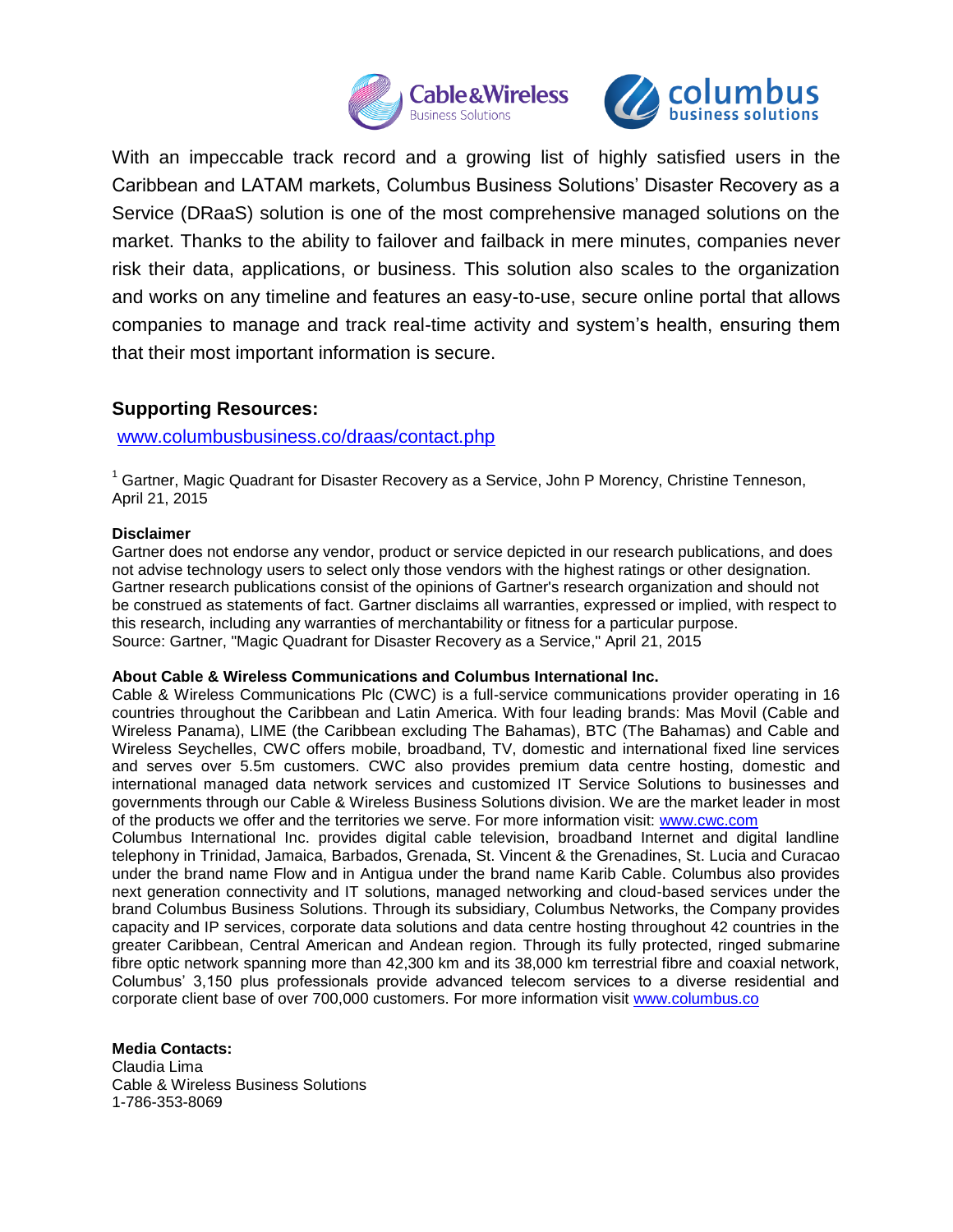With an impeccable track record and a growing list of highly satisfied users in the Caribbean and LATAM markets, Columbus Business Solutions' Disaster Recovery as a Service (DRaaS) solution is one of the most comprehensive managed solutions on the market. Thanks to the ability to failover and failback in mere minutes, companies never risk their data, applications, or business. This solution also scales to the organization and works on any timeline and features an easy-to-use, secure online portal that allows companies to manage and track real-time activity and system's health, ensuring them that their most important information is secure.

### Supporting Resources:

www.columbusbusiness.co/draas/contact.php

[1] Gartner, Magic Quadrant for Disaster Recovery as a Service, John P Morency, Christine Tenneson, April 21, 2015

**Disclaimer**
Gartner does not endorse any vendor, product or service depicted in our research publications, and does not advise technology users to select only those vendors with the highest ratings or other designation. Gartner research publications consist of the opinions of Gartner's research organization and should not be construed as statements of fact. Gartner disclaims all warranties, expressed or implied, with respect to this research, including any warranties of merchantability or fitness for a particular purpose.
Source: Gartner, "Magic Quadrant for Disaster Recovery as a Service," April 21, 2015

**About Cable & Wireless Communications and Columbus International Inc.**
Cable & Wireless Communications Plc (CWC) is a full-service communications provider operating in 16 countries throughout the Caribbean and Latin America. With four leading brands: Mas Movil (Cable and Wireless Panama), LIME (the Caribbean excluding The Bahamas), BTC (The Bahamas) and Cable and Wireless Seychelles, CWC offers mobile, broadband, TV, domestic and international fixed line services and serves over 5.5m customers. CWC also provides premium data centre hosting, domestic and international managed data network services and customized IT Service Solutions to businesses and governments through our Cable & Wireless Business Solutions division. We are the market leader in most of the products we offer and the territories we serve. For more information visit: www.cwc.com
Columbus International Inc. provides digital cable television, broadband Internet and digital landline telephony in Trinidad, Jamaica, Barbados, Grenada, St. Vincent & the Grenadines, St. Lucia and Curacao under the brand name Flow and in Antigua under the brand name Karib Cable. Columbus also provides next generation connectivity and IT solutions, managed networking and cloud-based services under the brand Columbus Business Solutions. Through its subsidiary, Columbus Networks, the Company provides capacity and IP services, corporate data solutions and data centre hosting throughout 42 countries in the greater Caribbean, Central American and Andean region. Through its fully protected, ringed submarine fibre optic network spanning more than 42,300 km and its 38,000 km terrestrial fibre and coaxial network, Columbus' 3,150 plus professionals provide advanced telecom services to a diverse residential and corporate client base of over 700,000 customers. For more information visit www.columbus.co

**Media Contacts:**
Claudia Lima
Cable & Wireless Business Solutions
1-786-353-8069